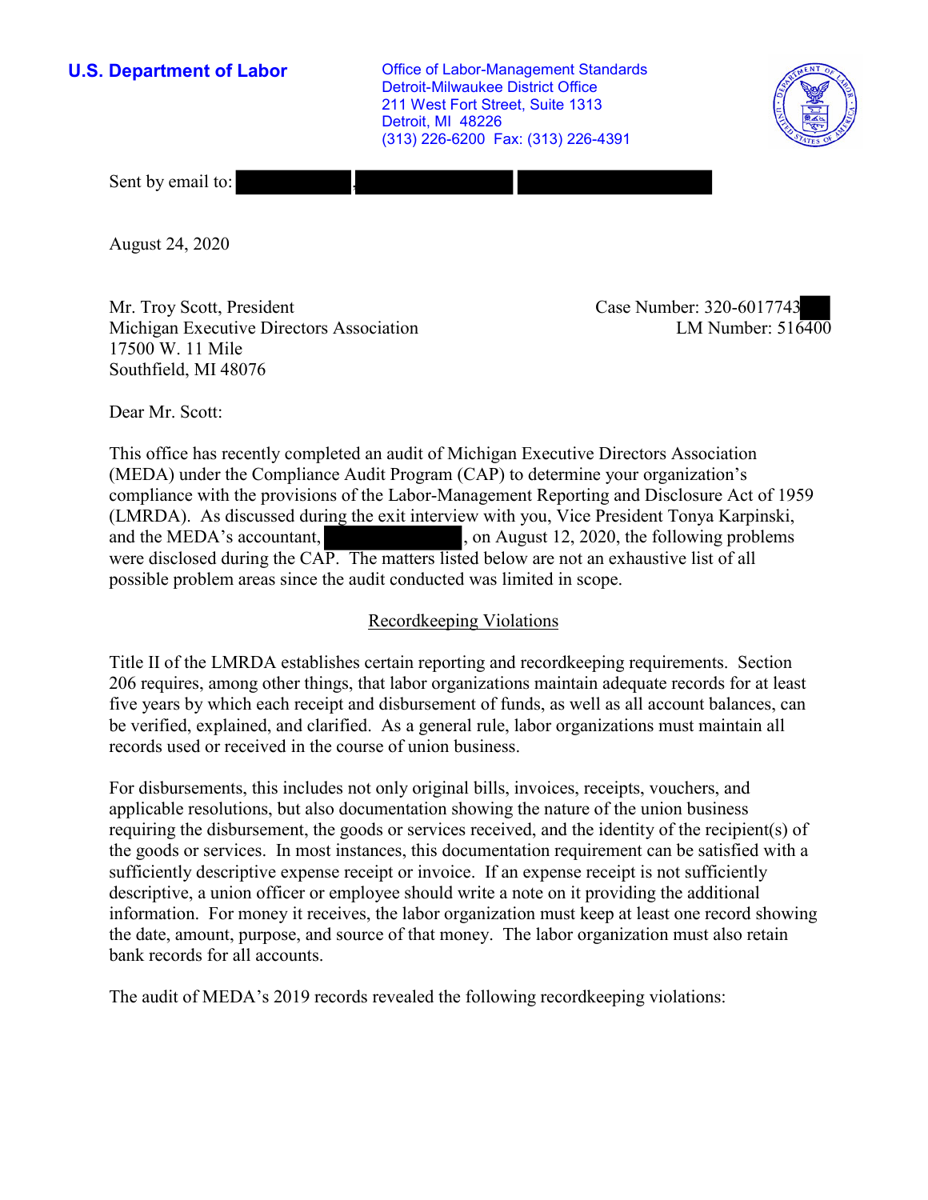**U.S. Department of Labor**

Office of Labor-Management Standards
Detroit-Milwaukee District Office
211 West Fort Street, Suite 1313
Detroit, MI 48226
(313) 226-6200 Fax: (313) 226-4391

Sent by email to:

August 24, 2020

Mr. Troy Scott, President
Michigan Executive Directors Association
17500 W. 11 Mile
Southfield, MI 48076

Case Number: 320-6017743
LM Number: 516400

Dear Mr. Scott:

This office has recently completed an audit of Michigan Executive Directors Association (MEDA) under the Compliance Audit Program (CAP) to determine your organization's compliance with the provisions of the Labor-Management Reporting and Disclosure Act of 1959 (LMRDA). As discussed during the exit interview with you, Vice President Tonya Karpinski, and the MEDA's accountant, , on August 12, 2020, the following problems were disclosed during the CAP. The matters listed below are not an exhaustive list of all possible problem areas since the audit conducted was limited in scope.

## Recordkeeping Violations

Title II of the LMRDA establishes certain reporting and recordkeeping requirements. Section 206 requires, among other things, that labor organizations maintain adequate records for at least five years by which each receipt and disbursement of funds, as well as all account balances, can be verified, explained, and clarified. As a general rule, labor organizations must maintain all records used or received in the course of union business.

For disbursements, this includes not only original bills, invoices, receipts, vouchers, and applicable resolutions, but also documentation showing the nature of the union business requiring the disbursement, the goods or services received, and the identity of the recipient(s) of the goods or services. In most instances, this documentation requirement can be satisfied with a sufficiently descriptive expense receipt or invoice. If an expense receipt is not sufficiently descriptive, a union officer or employee should write a note on it providing the additional information. For money it receives, the labor organization must keep at least one record showing the date, amount, purpose, and source of that money. The labor organization must also retain bank records for all accounts.

The audit of MEDA's 2019 records revealed the following recordkeeping violations: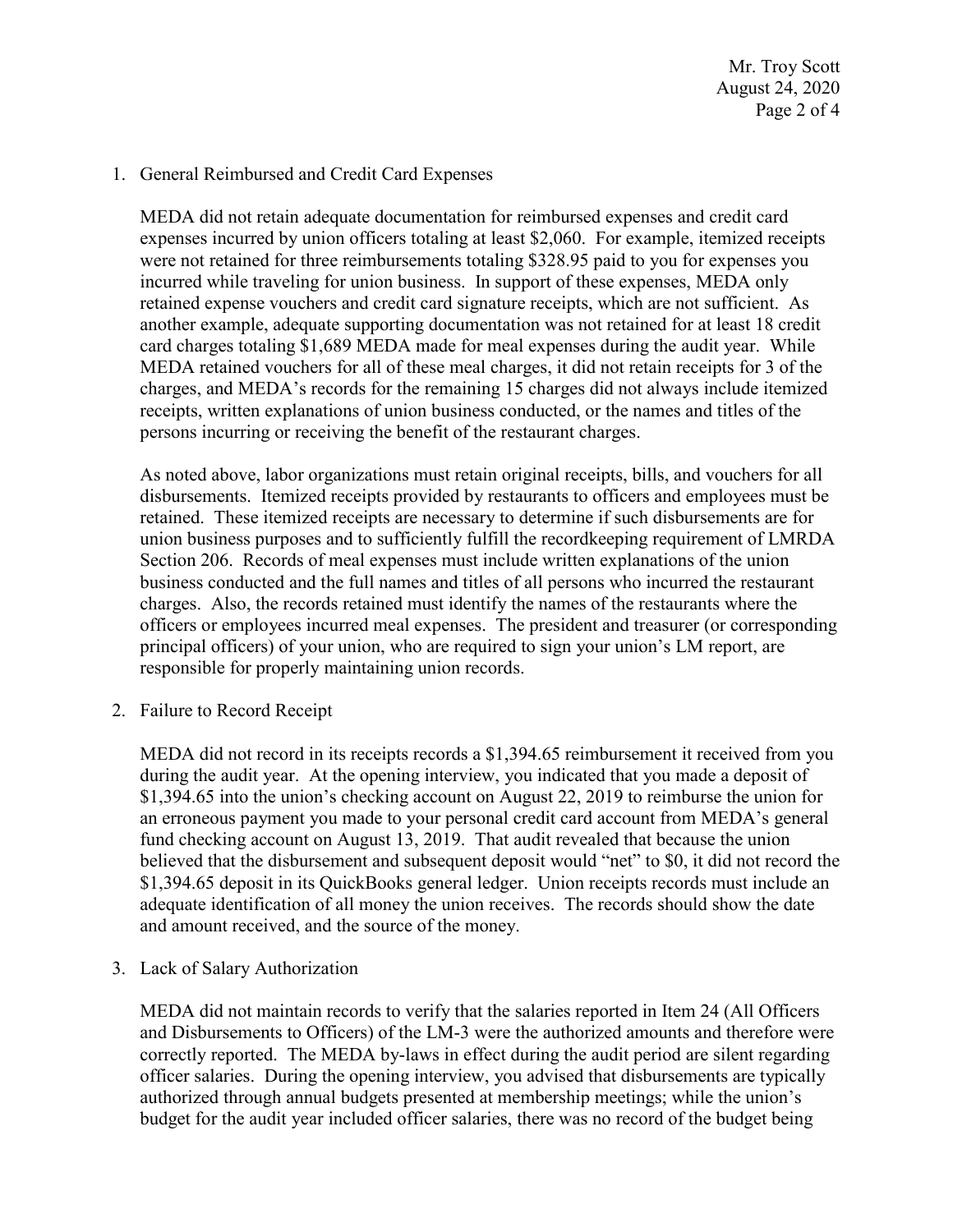1. General Reimbursed and Credit Card Expenses

   MEDA did not retain adequate documentation for reimbursed expenses and credit card expenses incurred by union officers totaling at least $2,060. For example, itemized receipts were not retained for three reimbursements totaling $328.95 paid to you for expenses you incurred while traveling for union business. In support of these expenses, MEDA only retained expense vouchers and credit card signature receipts, which are not sufficient. As another example, adequate supporting documentation was not retained for at least 18 credit card charges totaling $1,689 MEDA made for meal expenses during the audit year. While MEDA retained vouchers for all of these meal charges, it did not retain receipts for 3 of the charges, and MEDA's records for the remaining 15 charges did not always include itemized receipts, written explanations of union business conducted, or the names and titles of the persons incurring or receiving the benefit of the restaurant charges.

   As noted above, labor organizations must retain original receipts, bills, and vouchers for all disbursements. Itemized receipts provided by restaurants to officers and employees must be retained. These itemized receipts are necessary to determine if such disbursements are for union business purposes and to sufficiently fulfill the recordkeeping requirement of LMRDA Section 206. Records of meal expenses must include written explanations of the union business conducted and the full names and titles of all persons who incurred the restaurant charges. Also, the records retained must identify the names of the restaurants where the officers or employees incurred meal expenses. The president and treasurer (or corresponding principal officers) of your union, who are required to sign your union's LM report, are responsible for properly maintaining union records.

2. Failure to Record Receipt

   MEDA did not record in its receipts records a $1,394.65 reimbursement it received from you during the audit year. At the opening interview, you indicated that you made a deposit of $1,394.65 into the union's checking account on August 22, 2019 to reimburse the union for an erroneous payment you made to your personal credit card account from MEDA's general fund checking account on August 13, 2019. That audit revealed that because the union believed that the disbursement and subsequent deposit would "net" to $0, it did not record the $1,394.65 deposit in its QuickBooks general ledger. Union receipts records must include an adequate identification of all money the union receives. The records should show the date and amount received, and the source of the money.

3. Lack of Salary Authorization

   MEDA did not maintain records to verify that the salaries reported in Item 24 (All Officers and Disbursements to Officers) of the LM-3 were the authorized amounts and therefore were correctly reported. The MEDA by-laws in effect during the audit period are silent regarding officer salaries. During the opening interview, you advised that disbursements are typically authorized through annual budgets presented at membership meetings; while the union's budget for the audit year included officer salaries, there was no record of the budget being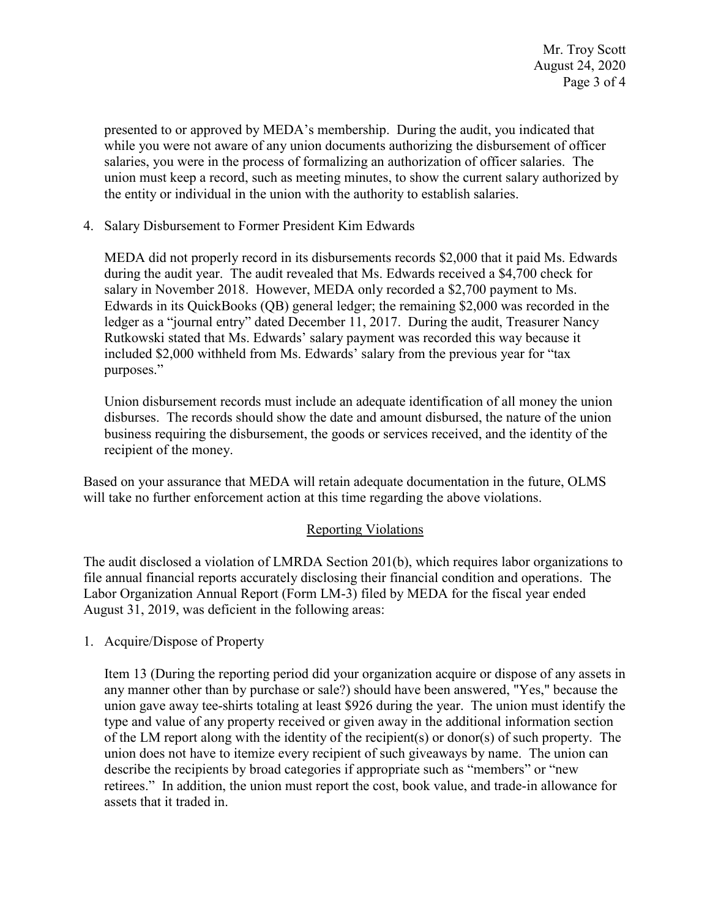presented to or approved by MEDA's membership. During the audit, you indicated that while you were not aware of any union documents authorizing the disbursement of officer salaries, you were in the process of formalizing an authorization of officer salaries. The union must keep a record, such as meeting minutes, to show the current salary authorized by the entity or individual in the union with the authority to establish salaries.

4. Salary Disbursement to Former President Kim Edwards

   MEDA did not properly record in its disbursements records $2,000 that it paid Ms. Edwards during the audit year. The audit revealed that Ms. Edwards received a $4,700 check for salary in November 2018. However, MEDA only recorded a $2,700 payment to Ms. Edwards in its QuickBooks (QB) general ledger; the remaining $2,000 was recorded in the ledger as a "journal entry" dated December 11, 2017. During the audit, Treasurer Nancy Rutkowski stated that Ms. Edwards' salary payment was recorded this way because it included $2,000 withheld from Ms. Edwards' salary from the previous year for "tax purposes."

   Union disbursement records must include an adequate identification of all money the union disburses. The records should show the date and amount disbursed, the nature of the union business requiring the disbursement, the goods or services received, and the identity of the recipient of the money.

Based on your assurance that MEDA will retain adequate documentation in the future, OLMS will take no further enforcement action at this time regarding the above violations.

## Reporting Violations

The audit disclosed a violation of LMRDA Section 201(b), which requires labor organizations to file annual financial reports accurately disclosing their financial condition and operations. The Labor Organization Annual Report (Form LM-3) filed by MEDA for the fiscal year ended August 31, 2019, was deficient in the following areas:

1. Acquire/Dispose of Property

   Item 13 (During the reporting period did your organization acquire or dispose of any assets in any manner other than by purchase or sale?) should have been answered, "Yes," because the union gave away tee-shirts totaling at least $926 during the year. The union must identify the type and value of any property received or given away in the additional information section of the LM report along with the identity of the recipient(s) or donor(s) of such property. The union does not have to itemize every recipient of such giveaways by name. The union can describe the recipients by broad categories if appropriate such as "members" or "new retirees." In addition, the union must report the cost, book value, and trade-in allowance for assets that it traded in.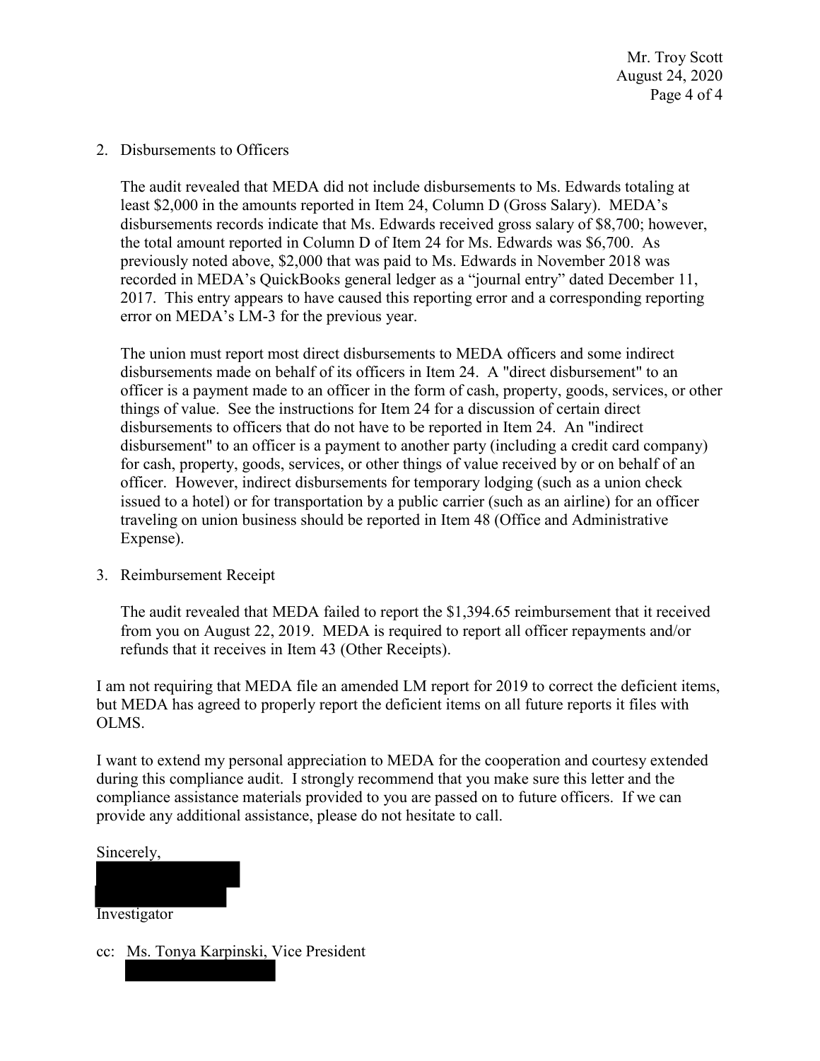2. Disbursements to Officers

   The audit revealed that MEDA did not include disbursements to Ms. Edwards totaling at least $2,000 in the amounts reported in Item 24, Column D (Gross Salary). MEDA's disbursements records indicate that Ms. Edwards received gross salary of $8,700; however, the total amount reported in Column D of Item 24 for Ms. Edwards was $6,700. As previously noted above, $2,000 that was paid to Ms. Edwards in November 2018 was recorded in MEDA's QuickBooks general ledger as a "journal entry" dated December 11, 2017. This entry appears to have caused this reporting error and a corresponding reporting error on MEDA's LM-3 for the previous year.

   The union must report most direct disbursements to MEDA officers and some indirect disbursements made on behalf of its officers in Item 24. A "direct disbursement" to an officer is a payment made to an officer in the form of cash, property, goods, services, or other things of value. See the instructions for Item 24 for a discussion of certain direct disbursements to officers that do not have to be reported in Item 24. An "indirect disbursement" to an officer is a payment to another party (including a credit card company) for cash, property, goods, services, or other things of value received by or on behalf of an officer. However, indirect disbursements for temporary lodging (such as a union check issued to a hotel) or for transportation by a public carrier (such as an airline) for an officer traveling on union business should be reported in Item 48 (Office and Administrative Expense).

3. Reimbursement Receipt

   The audit revealed that MEDA failed to report the $1,394.65 reimbursement that it received from you on August 22, 2019. MEDA is required to report all officer repayments and/or refunds that it receives in Item 43 (Other Receipts).

I am not requiring that MEDA file an amended LM report for 2019 to correct the deficient items, but MEDA has agreed to properly report the deficient items on all future reports it files with OLMS.

I want to extend my personal appreciation to MEDA for the cooperation and courtesy extended during this compliance audit. I strongly recommend that you make sure this letter and the compliance assistance materials provided to you are passed on to future officers. If we can provide any additional assistance, please do not hesitate to call.

Sincerely,

Investigator

cc: Ms. Tonya Karpinski, Vice President